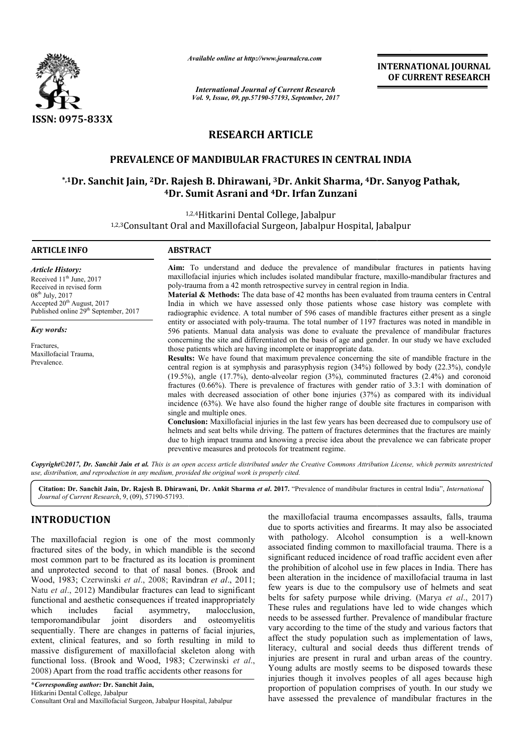*Available online at http://www.journalcra.com*

*International Journal of Current Research*
*Vol. 9, Issue, 09, pp.57190-57193, September, 2017*

**INTERNATIONAL JOURNAL OF CURRENT RESEARCH**

ISSN: 0975-833X

## RESEARCH ARTICLE

# PREVALENCE OF MANDIBULAR FRACTURES IN CENTRAL INDIA

**\*,1Dr. Sanchit Jain, 2Dr. Rajesh B. Dhirawani, 3Dr. Ankit Sharma, 4Dr. Sanyog Pathak, 4Dr. Sumit Asrani and 4Dr. Irfan Zunzani**

[1,2,4]Hitkarini Dental College, Jabalpur
[1,2,3]Consultant Oral and Maxillofacial Surgeon, Jabalpur Hospital, Jabalpur

**ARTICLE INFO**

*Article History:*
Received 11th June, 2017
Received in revised form
08th July, 2017
Accepted 20th August, 2017
Published online 29th September, 2017

*Key words:*
Fractures,
Maxillofacial Trauma,
Prevalence.

**ABSTRACT**

**Aim:** To understand and deduce the prevalence of mandibular fractures in patients having maxillofacial injuries which includes isolated mandibular fracture, maxillo-mandibular fractures and poly-trauma from a 42 month retrospective survey in central region in India.

**Material & Methods:** The data base of 42 months has been evaluated from trauma centers in Central India in which we have assessed only those patients whose case history was complete with radiographic evidence. A total number of 596 cases of mandible fractures either present as a single entity or associated with poly-trauma. The total number of 1197 fractures was noted in mandible in 596 patients. Manual data analysis was done to evaluate the prevalence of mandibular fractures concerning the site and differentiated on the basis of age and gender. In our study we have excluded those patients which are having incomplete or inappropriate data.

**Results:** We have found that maximum prevalence concerning the site of mandible fracture in the central region is at symphysis and parasyphysis region (34%) followed by body (22.3%), condyle (19.5%), angle (17.7%), dento-alveolar region (3%), comminuted fractures (2.4%) and coronoid fractures (0.66%). There is prevalence of fractures with gender ratio of 3.3:1 with domination of males with decreased association of other bone injuries (37%) as compared with its individual incidence (63%). We have also found the higher range of double site fractures in comparison with single and multiple ones.

**Conclusion:** Maxillofacial injuries in the last few years has been decreased due to compulsory use of helmets and seat belts while driving. The pattern of fractures determines that the fractures are mainly due to high impact trauma and knowing a precise idea about the prevalence we can fabricate proper preventive measures and protocols for treatment regime.

*Copyright©2017, Dr. Sanchit Jain et al. This is an open access article distributed under the Creative Commons Attribution License, which permits unrestricted use, distribution, and reproduction in any medium, provided the original work is properly cited.*

**Citation: Dr. Sanchit Jain, Dr. Rajesh B. Dhirawani, Dr. Ankit Sharma *et al*. 2017.** "Prevalence of mandibular fractures in central India", *International Journal of Current Research*, 9, (09), 57190-57193.

## INTRODUCTION

The maxillofacial region is one of the most commonly fractured sites of the body, in which mandible is the second most common part to be fractured as its location is prominent and unprotected second to that of nasal bones. (Brook and Wood, 1983; Czerwinski *et al*., 2008; Ravindran *et al*., 2011; Natu *et al*., 2012) Mandibular fractures can lead to significant functional and aesthetic consequences if treated inappropriately which includes facial asymmetry, malocclusion, temporomandibular joint disorders and osteomyelitis sequentially. There are changes in patterns of facial injuries, extent, clinical features, and so forth resulting in mild to massive disfigurement of maxillofacial skeleton along with functional loss. (Brook and Wood, 1983; Czerwinski *et al*., 2008) Apart from the road traffic accidents other reasons for the maxillofacial trauma encompasses assaults, falls, trauma due to sports activities and firearms. It may also be associated with pathology. Alcohol consumption is a well-known associated finding common to maxillofacial trauma. There is a significant reduced incidence of road traffic accident even after the prohibition of alcohol use in few places in India. There has been alteration in the incidence of maxillofacial trauma in last few years is due to the compulsory use of helmets and seat belts for safety purpose while driving. (Marya *et al*., 2017) These rules and regulations have led to wide changes which needs to be assessed further. Prevalence of mandibular fracture vary according to the time of the study and various factors that affect the study population such as implementation of laws, literacy, cultural and social deeds thus different trends of injuries are present in rural and urban areas of the country. Young adults are mostly seems to be disposed towards these injuries though it involves peoples of all ages because high proportion of population comprises of youth. In our study we have assessed the prevalence of mandibular fractures in the

**\*Corresponding author: Dr. Sanchit Jain,**
Hitkarini Dental College, Jabalpur
Consultant Oral and Maxillofacial Surgeon, Jabalpur Hospital, Jabalpur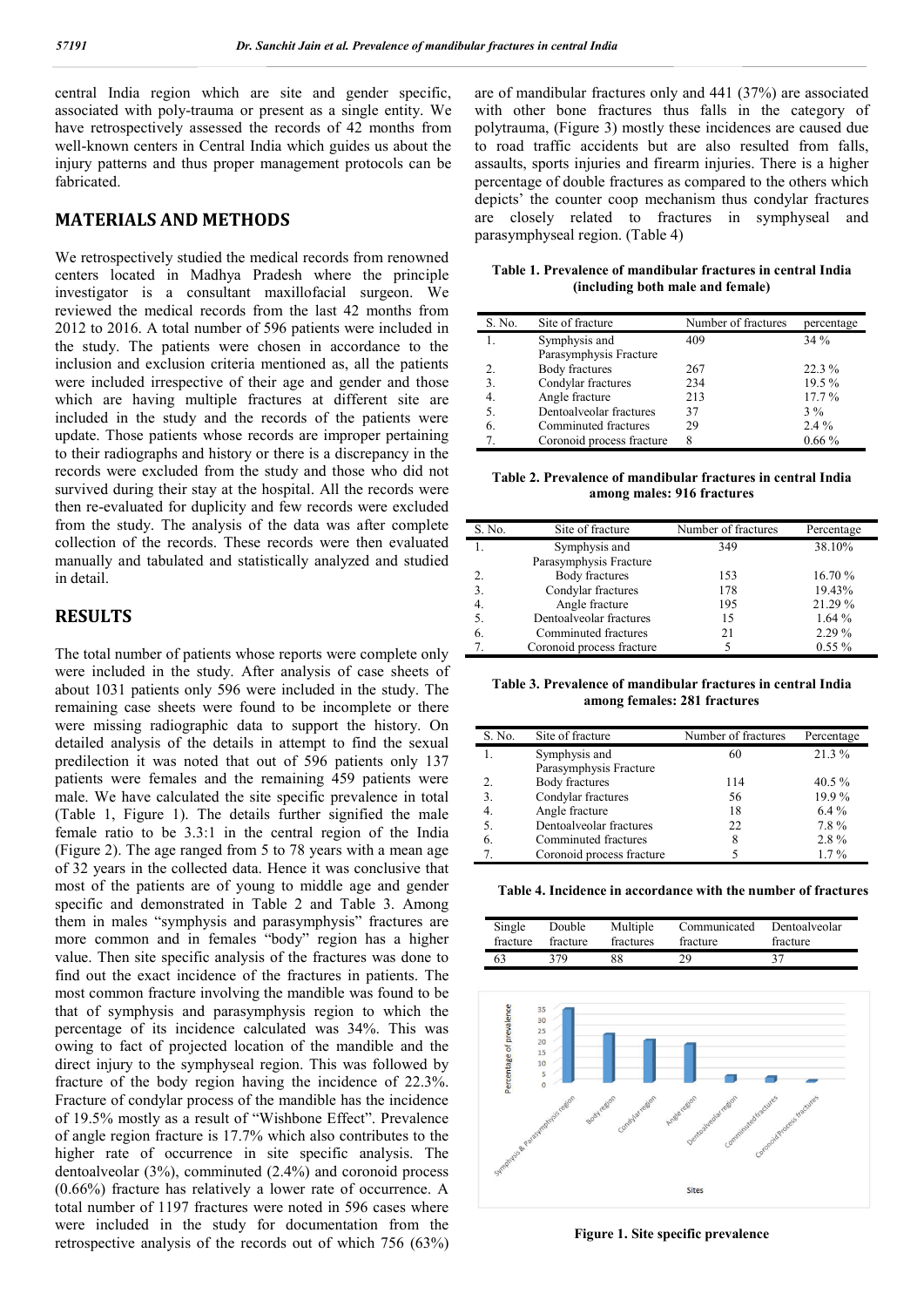central India region which are site and gender specific, associated with poly-trauma or present as a single entity. We have retrospectively assessed the records of 42 months from well-known centers in Central India which guides us about the injury patterns and thus proper management protocols can be fabricated.

## MATERIALS AND METHODS

We retrospectively studied the medical records from renowned centers located in Madhya Pradesh where the principle investigator is a consultant maxillofacial surgeon. We reviewed the medical records from the last 42 months from 2012 to 2016. A total number of 596 patients were included in the study. The patients were chosen in accordance to the inclusion and exclusion criteria mentioned as, all the patients were included irrespective of their age and gender and those which are having multiple fractures at different site are included in the study and the records of the patients were update. Those patients whose records are improper pertaining to their radiographs and history or there is a discrepancy in the records were excluded from the study and those who did not survived during their stay at the hospital. All the records were then re-evaluated for duplicity and few records were excluded from the study. The analysis of the data was after complete collection of the records. These records were then evaluated manually and tabulated and statistically analyzed and studied in detail.

## RESULTS

The total number of patients whose reports were complete only were included in the study. After analysis of case sheets of about 1031 patients only 596 were included in the study. The remaining case sheets were found to be incomplete or there were missing radiographic data to support the history. On detailed analysis of the details in attempt to find the sexual predilection it was noted that out of 596 patients only 137 patients were females and the remaining 459 patients were male. We have calculated the site specific prevalence in total (Table 1, Figure 1). The details further signified the male female ratio to be 3.3:1 in the central region of the India (Figure 2). The age ranged from 5 to 78 years with a mean age of 32 years in the collected data. Hence it was conclusive that most of the patients are of young to middle age and gender specific and demonstrated in Table 2 and Table 3. Among them in males "symphysis and parasymphysis" fractures are more common and in females "body" region has a higher value. Then site specific analysis of the fractures was done to find out the exact incidence of the fractures in patients. The most common fracture involving the mandible was found to be that of symphysis and parasymphysis region to which the percentage of its incidence calculated was 34%. This was owing to fact of projected location of the mandible and the direct injury to the symphyseal region. This was followed by fracture of the body region having the incidence of 22.3%. Fracture of condylar process of the mandible has the incidence of 19.5% mostly as a result of "Wishbone Effect". Prevalence of angle region fracture is 17.7% which also contributes to the higher rate of occurrence in site specific analysis. The dentoalveolar (3%), comminuted (2.4%) and coronoid process (0.66%) fracture has relatively a lower rate of occurrence. A total number of 1197 fractures were noted in 596 cases where were included in the study for documentation from the retrospective analysis of the records out of which 756 (63%) are of mandibular fractures only and 441 (37%) are associated with other bone fractures thus falls in the category of polytrauma, (Figure 3) mostly these incidences are caused due to road traffic accidents but are also resulted from falls, assaults, sports injuries and firearm injuries. There is a higher percentage of double fractures as compared to the others which depicts' the counter coop mechanism thus condylar fractures are closely related to fractures in symphyseal and parasymphyseal region. (Table 4)

**Table 1. Prevalence of mandibular fractures in central India (including both male and female)**

| S. No. | Site of fracture | Number of fractures | percentage |
|---|---|---|---|
| 1. | Symphysis and Parasymphysis Fracture | 409 | 34 % |
| 2. | Body fractures | 267 | 22.3 % |
| 3. | Condylar fractures | 234 | 19.5 % |
| 4. | Angle fracture | 213 | 17.7 % |
| 5. | Dentoalveolar fractures | 37 | 3 % |
| 6. | Comminuted fractures | 29 | 2.4 % |
| 7. | Coronoid process fracture | 8 | 0.66 % |

**Table 2. Prevalence of mandibular fractures in central India among males: 916 fractures**

| S. No. | Site of fracture | Number of fractures | Percentage |
|---|---|---|---|
| 1. | Symphysis and Parasymphysis Fracture | 349 | 38.10% |
| 2. | Body fractures | 153 | 16.70 % |
| 3. | Condylar fractures | 178 | 19.43% |
| 4. | Angle fracture | 195 | 21.29 % |
| 5. | Dentoalveolar fractures | 15 | 1.64 % |
| 6. | Comminuted fractures | 21 | 2.29 % |
| 7. | Coronoid process fracture | 5 | 0.55 % |

**Table 3. Prevalence of mandibular fractures in central India among females: 281 fractures**

| S. No. | Site of fracture | Number of fractures | Percentage |
|---|---|---|---|
| 1. | Symphysis and Parasymphysis Fracture | 60 | 21.3 % |
| 2. | Body fractures | 114 | 40.5 % |
| 3. | Condylar fractures | 56 | 19.9 % |
| 4. | Angle fracture | 18 | 6.4 % |
| 5. | Dentoalveolar fractures | 22 | 7.8 % |
| 6. | Comminuted fractures | 8 | 2.8 % |
| 7. | Coronoid process fracture | 5 | 1.7 % |

**Table 4. Incidence in accordance with the number of fractures**

| Single fracture | Double fracture | Multiple fractures | Communicated fracture | Dentoalveolar fracture |
|---|---|---|---|---|
| 63 | 379 | 88 | 29 | 37 |

**Figure 1. Site specific prevalence**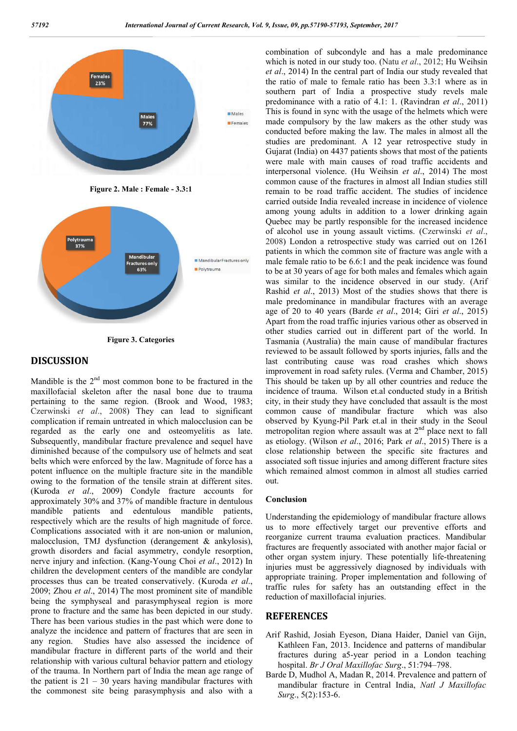Figure 2. Male : Female - 3.3:1

Figure 3. Categories

## DISCUSSION

Mandible is the 2nd most common bone to be fractured in the maxillofacial skeleton after the nasal bone due to trauma pertaining to the same region. (Brook and Wood, 1983; Czerwinski *et al*., 2008) They can lead to significant complication if remain untreated in which malocclusion can be regarded as the early one and osteomyelitis as late. Subsequently, mandibular fracture prevalence and sequel have diminished because of the compulsory use of helmets and seat belts which were enforced by the law. Magnitude of force has a potent influence on the multiple fracture site in the mandible owing to the formation of the tensile strain at different sites. (Kuroda *et al*., 2009) Condyle fracture accounts for approximately 30% and 37% of mandible fracture in dentulous mandible patients and edentulous mandible patients, respectively which are the results of high magnitude of force. Complications associated with it are non-union or malunion, malocclusion, TMJ dysfunction (derangement & ankylosis), growth disorders and facial asymmetry, condyle resorption, nerve injury and infection. (Kang-Young Choi *et al*., 2012) In children the development centers of the mandible are condylar processes thus can be treated conservatively. (Kuroda *et al*., 2009; Zhou *et al*., 2014) The most prominent site of mandible being the symphyseal and parasymphyseal region is more prone to fracture and the same has been depicted in our study. There has been various studies in the past which were done to analyze the incidence and pattern of fractures that are seen in any region. Studies have also assessed the incidence of mandibular fracture in different parts of the world and their relationship with various cultural behavior pattern and etiology of the trauma. In Northern part of India the mean age range of the patient is 21 – 30 years having mandibular fractures with the commonest site being parasymphysis and also with a combination of subcondyle and has a male predominance which is noted in our study too. (Natu *et al*., 2012; Hu Weihsin *et al*., 2014) In the central part of India our study revealed that the ratio of male to female ratio has been 3.3:1 where as in southern part of India a prospective study revels male predominance with a ratio of 4.1: 1. (Ravindran *et al*., 2011) This is found in sync with the usage of the helmets which were made compulsory by the law makers as the other study was conducted before making the law. The males in almost all the studies are predominant. A 12 year retrospective study in Gujarat (India) on 4437 patients shows that most of the patients were male with main causes of road traffic accidents and interpersonal violence. (Hu Weihsin *et al*., 2014) The most common cause of the fractures in almost all Indian studies still remain to be road traffic accident. The studies of incidence carried outside India revealed increase in incidence of violence among young adults in addition to a lower drinking again Quebec may be partly responsible for the increased incidence of alcohol use in young assault victims. (Czerwinski *et al*., 2008) London a retrospective study was carried out on 1261 patients in which the common site of fracture was angle with a male female ratio to be 6.6:1 and the peak incidence was found to be at 30 years of age for both males and females which again was similar to the incidence observed in our study. (Arif Rashid *et al*., 2013) Most of the studies shows that there is male predominance in mandibular fractures with an average age of 20 to 40 years (Barde *et al*., 2014; Giri *et al*., 2015) Apart from the road traffic injuries various other as observed in other studies carried out in different part of the world. In Tasmania (Australia) the main cause of mandibular fractures reviewed to be assault followed by sports injuries, falls and the last contributing cause was road crashes which shows improvement in road safety rules. (Verma and Chamber, 2015) This should be taken up by all other countries and reduce the incidence of trauma. Wilson et.al conducted study in a British city, in their study they have concluded that assault is the most common cause of mandibular fracture which was also observed by Kyung-Pil Park et.al in their study in the Seoul metropolitan region where assault was at 2nd place next to fall as etiology. (Wilson *et al*., 2016; Park *et al*., 2015) There is a close relationship between the specific site fractures and associated soft tissue injuries and among different fracture sites which remained almost common in almost all studies carried out.

### Conclusion

Understanding the epidemiology of mandibular fracture allows us to more effectively target our preventive efforts and reorganize current trauma evaluation practices. Mandibular fractures are frequently associated with another major facial or other organ system injury. These potentially life-threatening injuries must be aggressively diagnosed by individuals with appropriate training. Proper implementation and following of traffic rules for safety has an outstanding effect in the reduction of maxillofacial injuries.

## REFERENCES

Arif Rashid, Josiah Eyeson, Diana Haider, Daniel van Gijn, Kathleen Fan, 2013. Incidence and patterns of mandibular fractures during a5-year period in a London teaching hospital. *Br J Oral Maxillofac Surg*., 51:794–798.

Barde D, Mudhol A, Madan R, 2014. Prevalence and pattern of mandibular fracture in Central India, *Natl J Maxillofac Surg*., 5(2):153-6.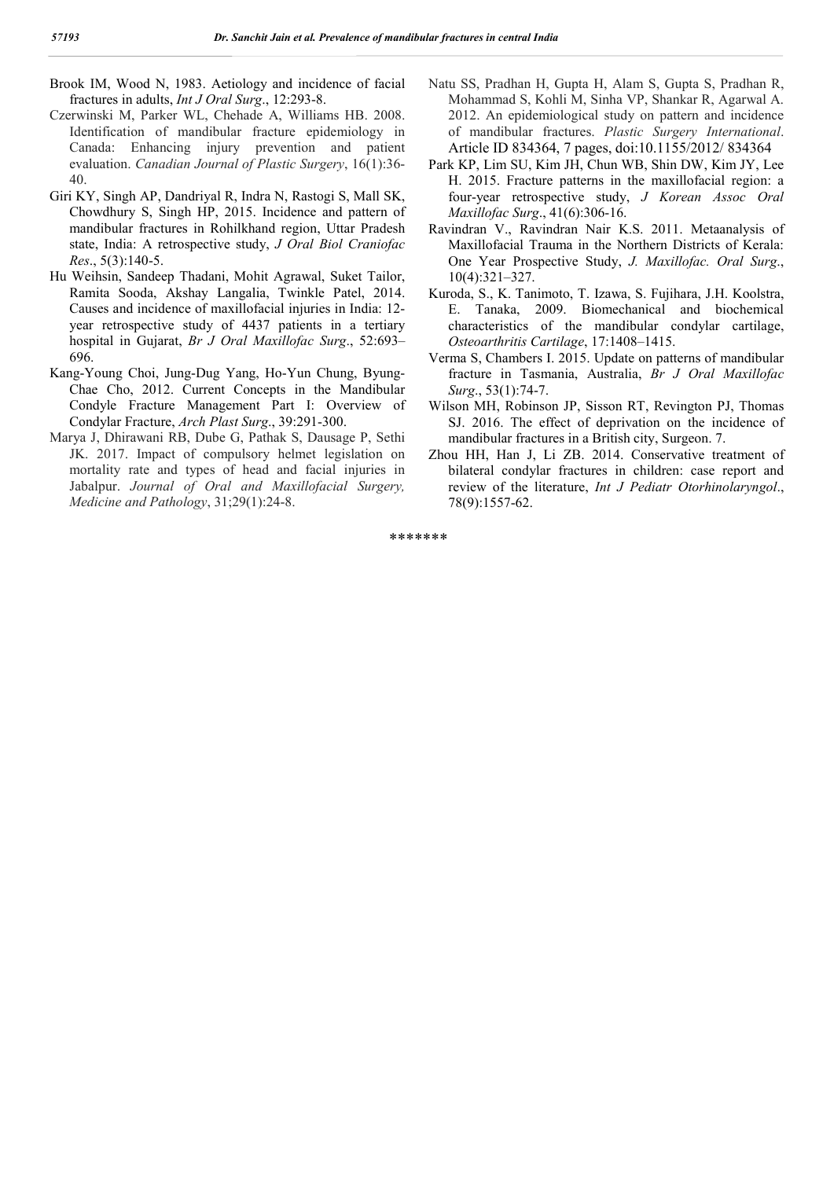Brook IM, Wood N, 1983. Aetiology and incidence of facial fractures in adults, *Int J Oral Surg*., 12:293-8.

Czerwinski M, Parker WL, Chehade A, Williams HB. 2008. Identification of mandibular fracture epidemiology in Canada: Enhancing injury prevention and patient evaluation. *Canadian Journal of Plastic Surgery*, 16(1):36-40.

Giri KY, Singh AP, Dandriyal R, Indra N, Rastogi S, Mall SK, Chowdhury S, Singh HP, 2015. Incidence and pattern of mandibular fractures in Rohilkhand region, Uttar Pradesh state, India: A retrospective study, *J Oral Biol Craniofac Res*., 5(3):140-5.

Hu Weihsin, Sandeep Thadani, Mohit Agrawal, Suket Tailor, Ramita Sooda, Akshay Langalia, Twinkle Patel, 2014. Causes and incidence of maxillofacial injuries in India: 12-year retrospective study of 4437 patients in a tertiary hospital in Gujarat, *Br J Oral Maxillofac Surg*., 52:693–696.

Kang-Young Choi, Jung-Dug Yang, Ho-Yun Chung, Byung-Chae Cho, 2012. Current Concepts in the Mandibular Condyle Fracture Management Part I: Overview of Condylar Fracture, *Arch Plast Surg*., 39:291-300.

Marya J, Dhirawani RB, Dube G, Pathak S, Dausage P, Sethi JK. 2017. Impact of compulsory helmet legislation on mortality rate and types of head and facial injuries in Jabalpur. *Journal of Oral and Maxillofacial Surgery, Medicine and Pathology*, 31;29(1):24-8.

Natu SS, Pradhan H, Gupta H, Alam S, Gupta S, Pradhan R, Mohammad S, Kohli M, Sinha VP, Shankar R, Agarwal A. 2012. An epidemiological study on pattern and incidence of mandibular fractures. *Plastic Surgery International*. Article ID 834364, 7 pages, doi:10.1155/2012/ 834364

Park KP, Lim SU, Kim JH, Chun WB, Shin DW, Kim JY, Lee H. 2015. Fracture patterns in the maxillofacial region: a four-year retrospective study, *J Korean Assoc Oral Maxillofac Surg*., 41(6):306-16.

Ravindran V., Ravindran Nair K.S. 2011. Metaanalysis of Maxillofacial Trauma in the Northern Districts of Kerala: One Year Prospective Study, *J. Maxillofac. Oral Surg*., 10(4):321–327.

Kuroda, S., K. Tanimoto, T. Izawa, S. Fujihara, J.H. Koolstra, E. Tanaka, 2009. Biomechanical and biochemical characteristics of the mandibular condylar cartilage, *Osteoarthritis Cartilage*, 17:1408–1415.

Verma S, Chambers I. 2015. Update on patterns of mandibular fracture in Tasmania, Australia, *Br J Oral Maxillofac Surg*., 53(1):74-7.

Wilson MH, Robinson JP, Sisson RT, Revington PJ, Thomas SJ. 2016. The effect of deprivation on the incidence of mandibular fractures in a British city, Surgeon. 7.

Zhou HH, Han J, Li ZB. 2014. Conservative treatment of bilateral condylar fractures in children: case report and review of the literature, *Int J Pediatr Otorhinolaryngol*., 78(9):1557-62.

\*\*\*\*\*\*\*